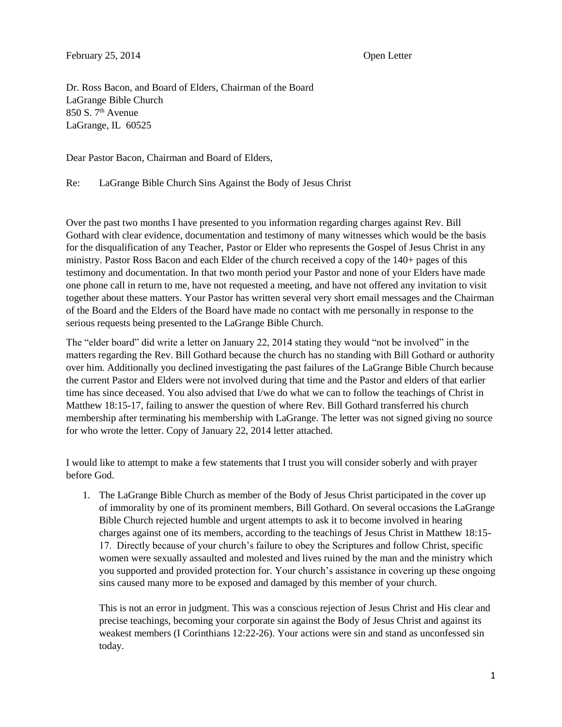February 25, 2014 Open Letter

Dr. Ross Bacon, and Board of Elders, Chairman of the Board
LaGrange Bible Church
850 S. 7th Avenue
LaGrange, IL 60525

Dear Pastor Bacon, Chairman and Board of Elders,

Re: LaGrange Bible Church Sins Against the Body of Jesus Christ

Over the past two months I have presented to you information regarding charges against Rev. Bill Gothard with clear evidence, documentation and testimony of many witnesses which would be the basis for the disqualification of any Teacher, Pastor or Elder who represents the Gospel of Jesus Christ in any ministry. Pastor Ross Bacon and each Elder of the church received a copy of the 140+ pages of this testimony and documentation. In that two month period your Pastor and none of your Elders have made one phone call in return to me, have not requested a meeting, and have not offered any invitation to visit together about these matters. Your Pastor has written several very short email messages and the Chairman of the Board and the Elders of the Board have made no contact with me personally in response to the serious requests being presented to the LaGrange Bible Church.

The "elder board" did write a letter on January 22, 2014 stating they would "not be involved" in the matters regarding the Rev. Bill Gothard because the church has no standing with Bill Gothard or authority over him. Additionally you declined investigating the past failures of the LaGrange Bible Church because the current Pastor and Elders were not involved during that time and the Pastor and elders of that earlier time has since deceased. You also advised that I/we do what we can to follow the teachings of Christ in Matthew 18:15-17, failing to answer the question of where Rev. Bill Gothard transferred his church membership after terminating his membership with LaGrange. The letter was not signed giving no source for who wrote the letter. Copy of January 22, 2014 letter attached.

I would like to attempt to make a few statements that I trust you will consider soberly and with prayer before God.

1. The LaGrange Bible Church as member of the Body of Jesus Christ participated in the cover up of immorality by one of its prominent members, Bill Gothard. On several occasions the LaGrange Bible Church rejected humble and urgent attempts to ask it to become involved in hearing charges against one of its members, according to the teachings of Jesus Christ in Matthew 18:15-17. Directly because of your church's failure to obey the Scriptures and follow Christ, specific women were sexually assaulted and molested and lives ruined by the man and the ministry which you supported and provided protection for. Your church's assistance in covering up these ongoing sins caused many more to be exposed and damaged by this member of your church.

   This is not an error in judgment. This was a conscious rejection of Jesus Christ and His clear and precise teachings, becoming your corporate sin against the Body of Jesus Christ and against its weakest members (I Corinthians 12:22-26). Your actions were sin and stand as unconfessed sin today.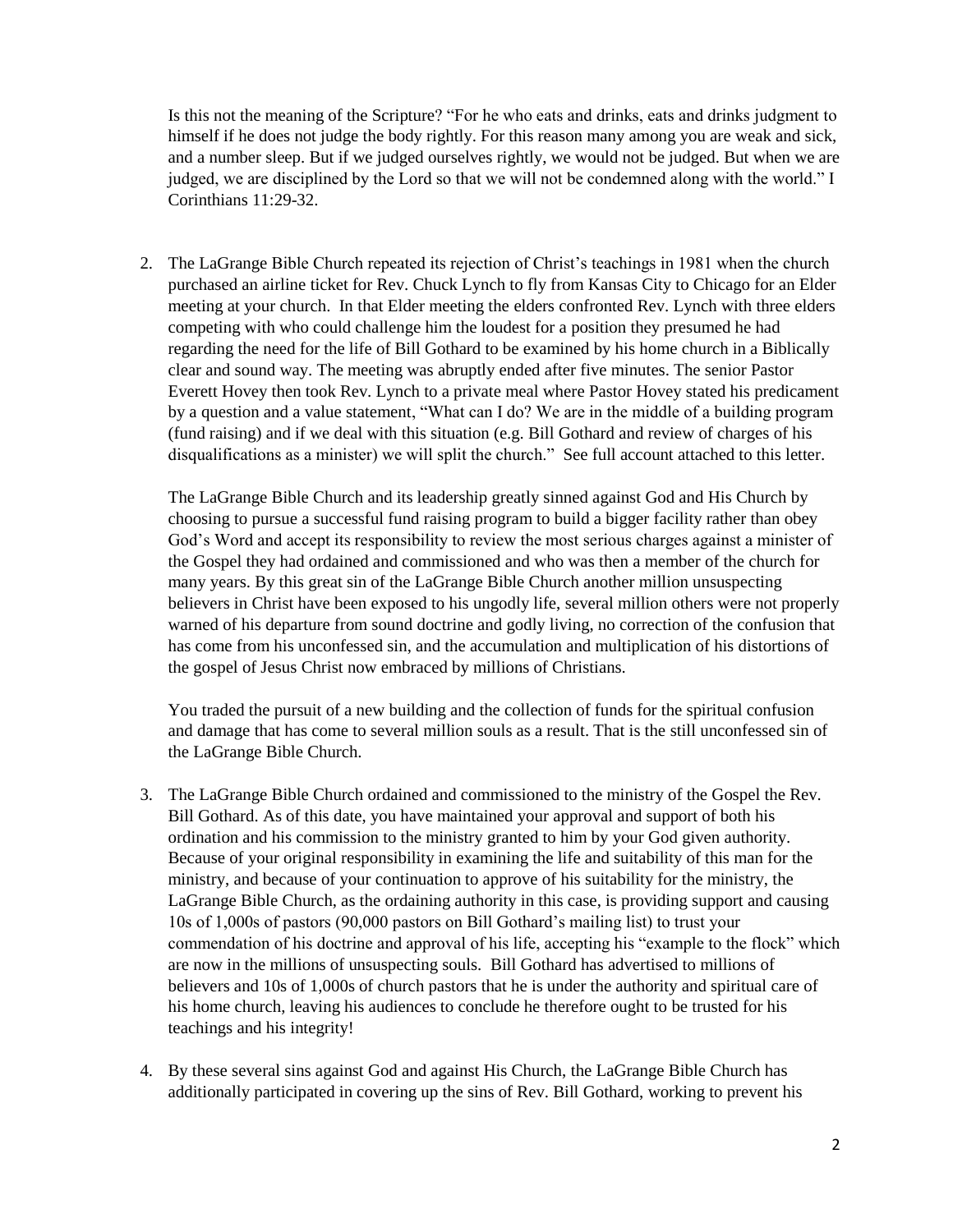Is this not the meaning of the Scripture? "For he who eats and drinks, eats and drinks judgment to himself if he does not judge the body rightly. For this reason many among you are weak and sick, and a number sleep. But if we judged ourselves rightly, we would not be judged. But when we are judged, we are disciplined by the Lord so that we will not be condemned along with the world." I Corinthians 11:29-32.

2. The LaGrange Bible Church repeated its rejection of Christ's teachings in 1981 when the church purchased an airline ticket for Rev. Chuck Lynch to fly from Kansas City to Chicago for an Elder meeting at your church. In that Elder meeting the elders confronted Rev. Lynch with three elders competing with who could challenge him the loudest for a position they presumed he had regarding the need for the life of Bill Gothard to be examined by his home church in a Biblically clear and sound way. The meeting was abruptly ended after five minutes. The senior Pastor Everett Hovey then took Rev. Lynch to a private meal where Pastor Hovey stated his predicament by a question and a value statement, "What can I do? We are in the middle of a building program (fund raising) and if we deal with this situation (e.g. Bill Gothard and review of charges of his disqualifications as a minister) we will split the church." See full account attached to this letter.

   The LaGrange Bible Church and its leadership greatly sinned against God and His Church by choosing to pursue a successful fund raising program to build a bigger facility rather than obey God's Word and accept its responsibility to review the most serious charges against a minister of the Gospel they had ordained and commissioned and who was then a member of the church for many years. By this great sin of the LaGrange Bible Church another million unsuspecting believers in Christ have been exposed to his ungodly life, several million others were not properly warned of his departure from sound doctrine and godly living, no correction of the confusion that has come from his unconfessed sin, and the accumulation and multiplication of his distortions of the gospel of Jesus Christ now embraced by millions of Christians.

   You traded the pursuit of a new building and the collection of funds for the spiritual confusion and damage that has come to several million souls as a result. That is the still unconfessed sin of the LaGrange Bible Church.

3. The LaGrange Bible Church ordained and commissioned to the ministry of the Gospel the Rev. Bill Gothard. As of this date, you have maintained your approval and support of both his ordination and his commission to the ministry granted to him by your God given authority. Because of your original responsibility in examining the life and suitability of this man for the ministry, and because of your continuation to approve of his suitability for the ministry, the LaGrange Bible Church, as the ordaining authority in this case, is providing support and causing 10s of 1,000s of pastors (90,000 pastors on Bill Gothard's mailing list) to trust your commendation of his doctrine and approval of his life, accepting his "example to the flock" which are now in the millions of unsuspecting souls. Bill Gothard has advertised to millions of believers and 10s of 1,000s of church pastors that he is under the authority and spiritual care of his home church, leaving his audiences to conclude he therefore ought to be trusted for his teachings and his integrity!

4. By these several sins against God and against His Church, the LaGrange Bible Church has additionally participated in covering up the sins of Rev. Bill Gothard, working to prevent his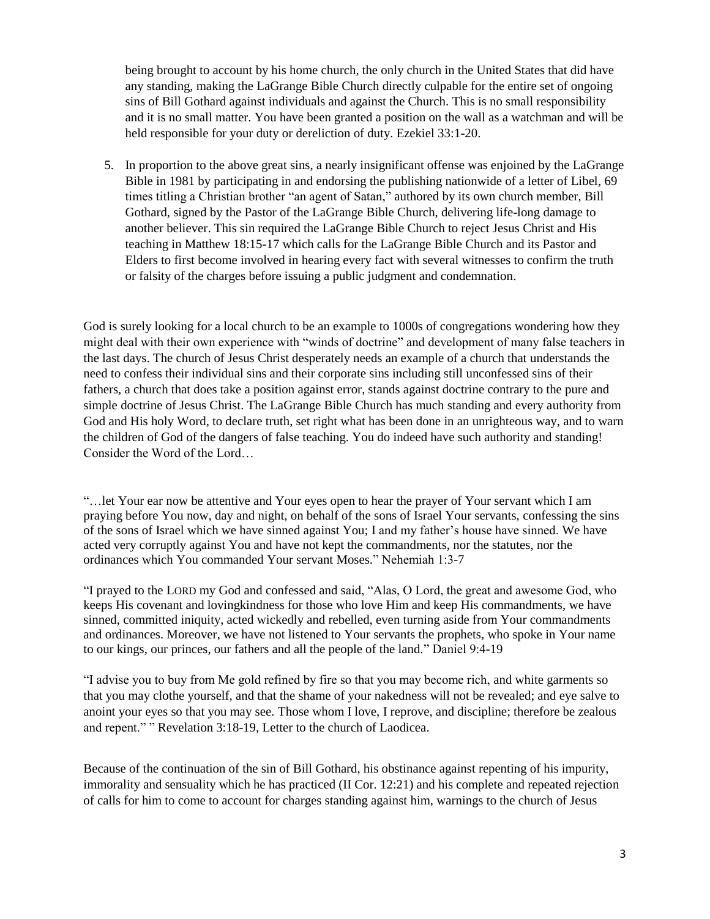being brought to account by his home church, the only church in the United States that did have any standing, making the LaGrange Bible Church directly culpable for the entire set of ongoing sins of Bill Gothard against individuals and against the Church. This is no small responsibility and it is no small matter. You have been granted a position on the wall as a watchman and will be held responsible for your duty or dereliction of duty. Ezekiel 33:1-20.

5. In proportion to the above great sins, a nearly insignificant offense was enjoined by the LaGrange Bible in 1981 by participating in and endorsing the publishing nationwide of a letter of Libel, 69 times titling a Christian brother "an agent of Satan," authored by its own church member, Bill Gothard, signed by the Pastor of the LaGrange Bible Church, delivering life-long damage to another believer. This sin required the LaGrange Bible Church to reject Jesus Christ and His teaching in Matthew 18:15-17 which calls for the LaGrange Bible Church and its Pastor and Elders to first become involved in hearing every fact with several witnesses to confirm the truth or falsity of the charges before issuing a public judgment and condemnation.

God is surely looking for a local church to be an example to 1000s of congregations wondering how they might deal with their own experience with "winds of doctrine" and development of many false teachers in the last days. The church of Jesus Christ desperately needs an example of a church that understands the need to confess their individual sins and their corporate sins including still unconfessed sins of their fathers, a church that does take a position against error, stands against doctrine contrary to the pure and simple doctrine of Jesus Christ. The LaGrange Bible Church has much standing and every authority from God and His holy Word, to declare truth, set right what has been done in an unrighteous way, and to warn the children of God of the dangers of false teaching. You do indeed have such authority and standing! Consider the Word of the Lord…

"…let Your ear now be attentive and Your eyes open to hear the prayer of Your servant which I am praying before You now, day and night, on behalf of the sons of Israel Your servants, confessing the sins of the sons of Israel which we have sinned against You; I and my father's house have sinned. We have acted very corruptly against You and have not kept the commandments, nor the statutes, nor the ordinances which You commanded Your servant Moses." Nehemiah 1:3-7

"I prayed to the LORD my God and confessed and said, "Alas, O Lord, the great and awesome God, who keeps His covenant and lovingkindness for those who love Him and keep His commandments, we have sinned, committed iniquity, acted wickedly and rebelled, even turning aside from Your commandments and ordinances. Moreover, we have not listened to Your servants the prophets, who spoke in Your name to our kings, our princes, our fathers and all the people of the land." Daniel 9:4-19

"I advise you to buy from Me gold refined by fire so that you may become rich, and white garments so that you may clothe yourself, and that the shame of your nakedness will not be revealed; and eye salve to anoint your eyes so that you may see. Those whom I love, I reprove, and discipline; therefore be zealous and repent." " Revelation 3:18-19, Letter to the church of Laodicea.

Because of the continuation of the sin of Bill Gothard, his obstinance against repenting of his impurity, immorality and sensuality which he has practiced (II Cor. 12:21) and his complete and repeated rejection of calls for him to come to account for charges standing against him, warnings to the church of Jesus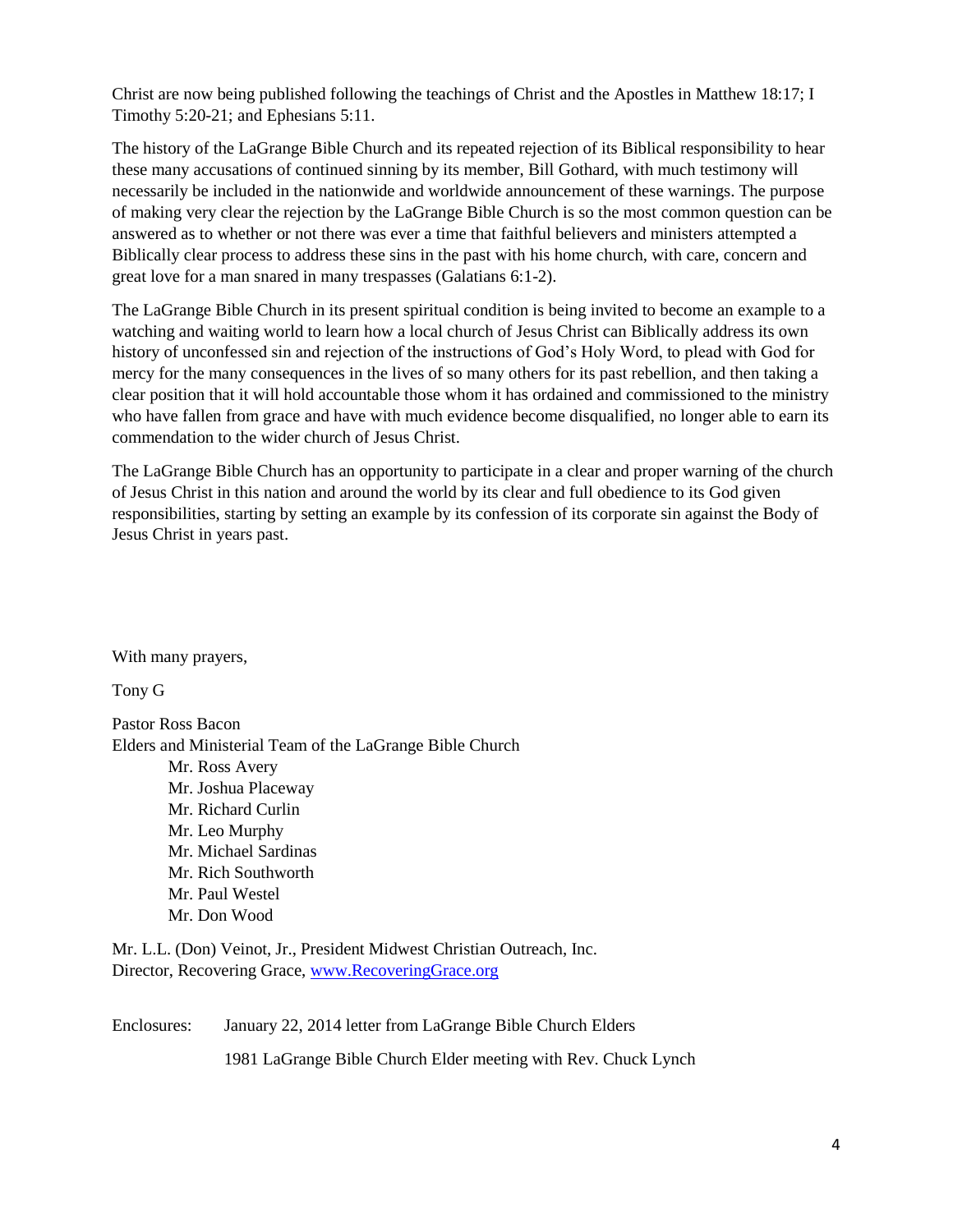Christ are now being published following the teachings of Christ and the Apostles in Matthew 18:17; I Timothy 5:20-21; and Ephesians 5:11.

The history of the LaGrange Bible Church and its repeated rejection of its Biblical responsibility to hear these many accusations of continued sinning by its member, Bill Gothard, with much testimony will necessarily be included in the nationwide and worldwide announcement of these warnings. The purpose of making very clear the rejection by the LaGrange Bible Church is so the most common question can be answered as to whether or not there was ever a time that faithful believers and ministers attempted a Biblically clear process to address these sins in the past with his home church, with care, concern and great love for a man snared in many trespasses (Galatians 6:1-2).

The LaGrange Bible Church in its present spiritual condition is being invited to become an example to a watching and waiting world to learn how a local church of Jesus Christ can Biblically address its own history of unconfessed sin and rejection of the instructions of God's Holy Word, to plead with God for mercy for the many consequences in the lives of so many others for its past rebellion, and then taking a clear position that it will hold accountable those whom it has ordained and commissioned to the ministry who have fallen from grace and have with much evidence become disqualified, no longer able to earn its commendation to the wider church of Jesus Christ.

The LaGrange Bible Church has an opportunity to participate in a clear and proper warning of the church of Jesus Christ in this nation and around the world by its clear and full obedience to its God given responsibilities, starting by setting an example by its confession of its corporate sin against the Body of Jesus Christ in years past.

With many prayers,

Tony G

Pastor Ross Bacon
Elders and Ministerial Team of the LaGrange Bible Church

- Mr. Ross Avery
- Mr. Joshua Placeway
- Mr. Richard Curlin
- Mr. Leo Murphy
- Mr. Michael Sardinas
- Mr. Rich Southworth
- Mr. Paul Westel
- Mr. Don Wood

Mr. L.L. (Don) Veinot, Jr., President Midwest Christian Outreach, Inc.
Director, Recovering Grace, www.RecoveringGrace.org

Enclosures: January 22, 2014 letter from LaGrange Bible Church Elders

1981 LaGrange Bible Church Elder meeting with Rev. Chuck Lynch